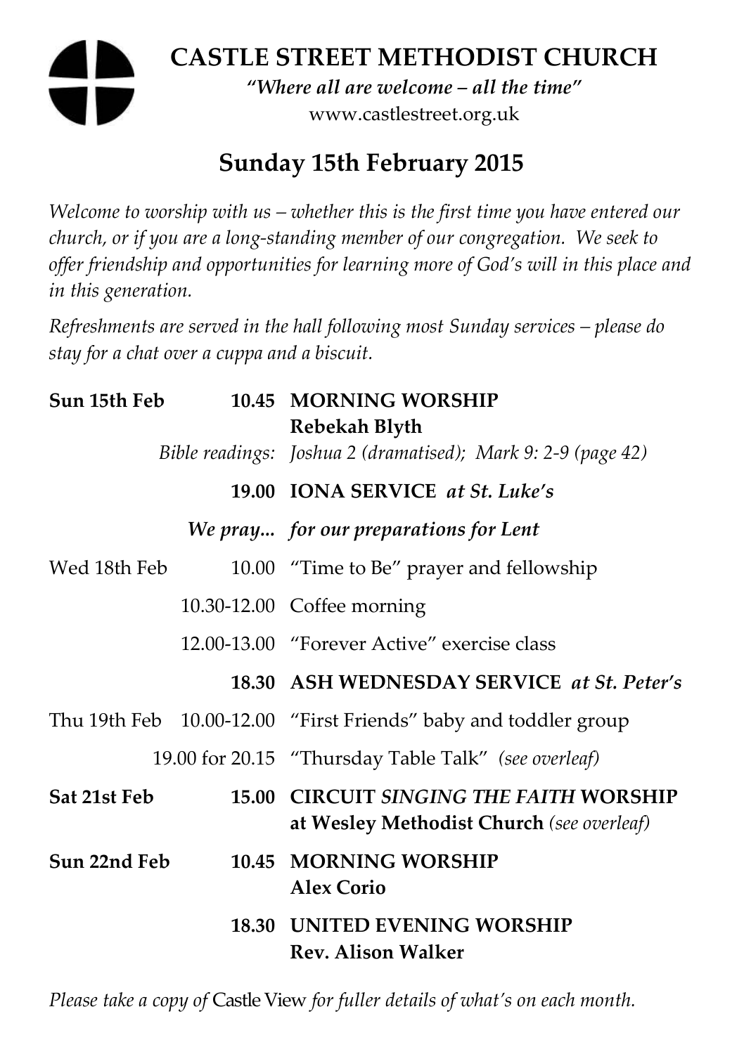# CASTLE STREET METHODIST CHURCH

*"Where all are welcome – all the time"*

www.castlestreet.org.uk

## Sunday 15th February 2015

*Welcome to worship with us – whether this is the first time you have entered our church, or if you are a long-standing member of our congregation. We seek to offer friendship and opportunities for learning more of God's will in this place and in this generation.*

*Refreshments are served in the hall following most Sunday services – please do stay for a chat over a cuppa and a biscuit.*

| | | |
|---|---|---|
| **Sun 15th Feb** | **10.45** | **MORNING WORSHIP** **Rebekah Blyth** |
| | *Bible readings:* | *Joshua 2 (dramatised); Mark 9: 2-9 (page 42)* |
| | **19.00** | **IONA SERVICE** ***at St. Luke's*** |
| | ***We pray...*** | ***for our preparations for Lent*** |
| Wed 18th Feb | 10.00 | "Time to Be" prayer and fellowship |
| | 10.30-12.00 | Coffee morning |
| | 12.00-13.00 | "Forever Active" exercise class |
| | **18.30** | **ASH WEDNESDAY SERVICE** ***at St. Peter's*** |
| Thu 19th Feb | 10.00-12.00 | "First Friends" baby and toddler group |
| | 19.00 for 20.15 | "Thursday Table Talk" *(see overleaf)* |
| **Sat 21st Feb** | **15.00** | **CIRCUIT** ***SINGING THE FAITH*** **WORSHIP at Wesley Methodist Church** *(see overleaf)* |
| **Sun 22nd Feb** | **10.45** | **MORNING WORSHIP** **Alex Corio** |
| | **18.30** | **UNITED EVENING WORSHIP** **Rev. Alison Walker** |

*Please take a copy of* Castle View *for fuller details of what's on each month.*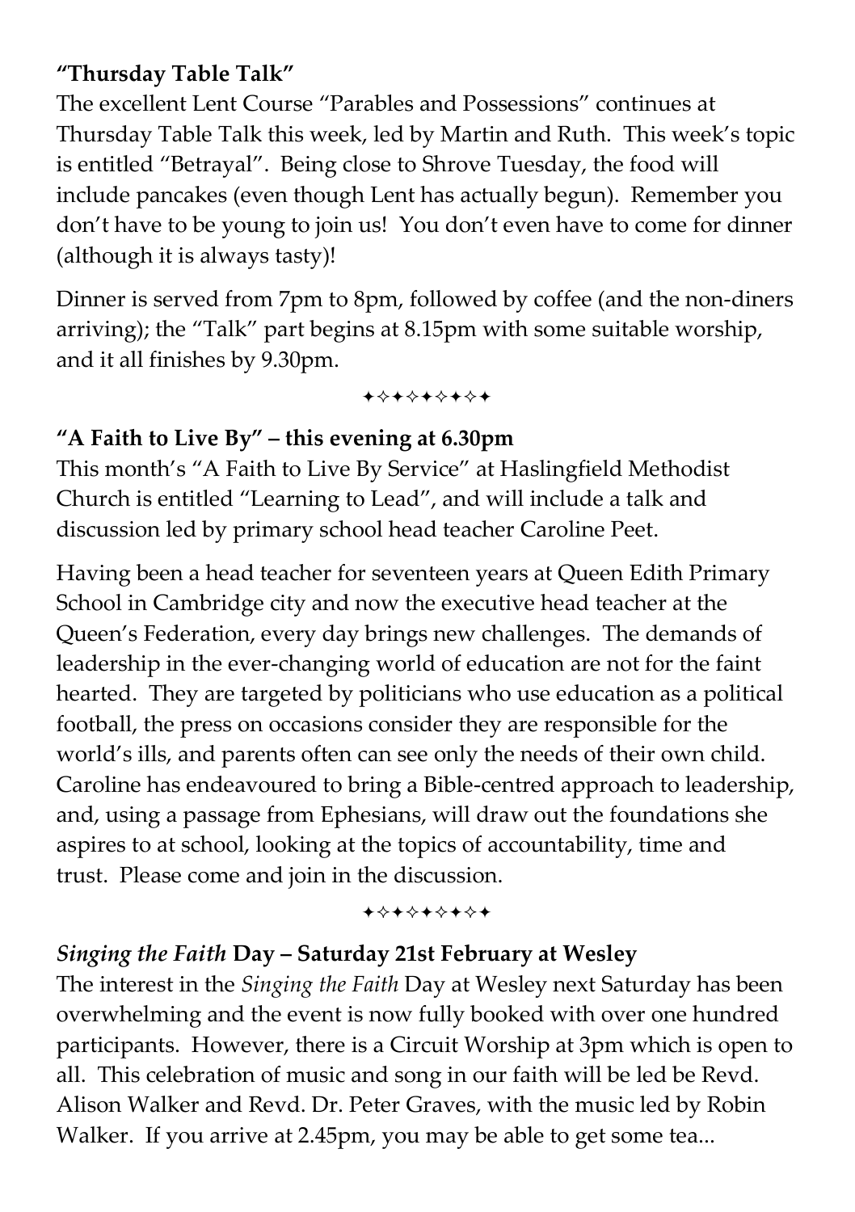**"Thursday Table Talk"**

The excellent Lent Course "Parables and Possessions" continues at Thursday Table Talk this week, led by Martin and Ruth. This week's topic is entitled "Betrayal". Being close to Shrove Tuesday, the food will include pancakes (even though Lent has actually begun). Remember you don't have to be young to join us! You don't even have to come for dinner (although it is always tasty)!

Dinner is served from 7pm to 8pm, followed by coffee (and the non-diners arriving); the "Talk" part begins at 8.15pm with some suitable worship, and it all finishes by 9.30pm.

✦✧✦✧✦✧✦✧✦

**"A Faith to Live By" – this evening at 6.30pm**

This month's "A Faith to Live By Service" at Haslingfield Methodist Church is entitled "Learning to Lead", and will include a talk and discussion led by primary school head teacher Caroline Peet.

Having been a head teacher for seventeen years at Queen Edith Primary School in Cambridge city and now the executive head teacher at the Queen's Federation, every day brings new challenges. The demands of leadership in the ever-changing world of education are not for the faint hearted. They are targeted by politicians who use education as a political football, the press on occasions consider they are responsible for the world's ills, and parents often can see only the needs of their own child. Caroline has endeavoured to bring a Bible-centred approach to leadership, and, using a passage from Ephesians, will draw out the foundations she aspires to at school, looking at the topics of accountability, time and trust. Please come and join in the discussion.

✦✧✦✧✦✧✦✧✦

***Singing the Faith* Day – Saturday 21st February at Wesley**

The interest in the *Singing the Faith* Day at Wesley next Saturday has been overwhelming and the event is now fully booked with over one hundred participants. However, there is a Circuit Worship at 3pm which is open to all. This celebration of music and song in our faith will be led be Revd. Alison Walker and Revd. Dr. Peter Graves, with the music led by Robin Walker. If you arrive at 2.45pm, you may be able to get some tea...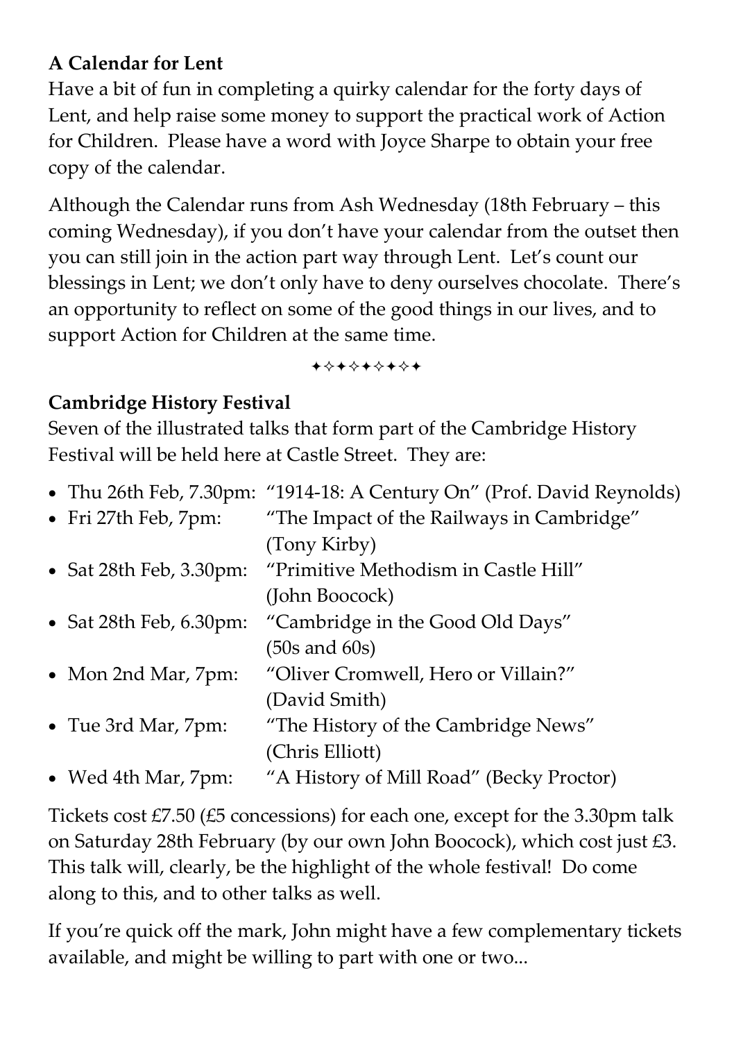**A Calendar for Lent**

Have a bit of fun in completing a quirky calendar for the forty days of Lent, and help raise some money to support the practical work of Action for Children. Please have a word with Joyce Sharpe to obtain your free copy of the calendar.

Although the Calendar runs from Ash Wednesday (18th February – this coming Wednesday), if you don't have your calendar from the outset then you can still join in the action part way through Lent. Let's count our blessings in Lent; we don't only have to deny ourselves chocolate. There's an opportunity to reflect on some of the good things in our lives, and to support Action for Children at the same time.

✦✧✦✧✦✧✦✧✦

**Cambridge History Festival**

Seven of the illustrated talks that form part of the Cambridge History Festival will be held here at Castle Street. They are:

- Thu 26th Feb, 7.30pm: "1914-18: A Century On" (Prof. David Reynolds)
- Fri 27th Feb, 7pm: "The Impact of the Railways in Cambridge" (Tony Kirby)
- Sat 28th Feb, 3.30pm: "Primitive Methodism in Castle Hill" (John Boocock)
- Sat 28th Feb, 6.30pm: "Cambridge in the Good Old Days" (50s and 60s)
- Mon 2nd Mar, 7pm: "Oliver Cromwell, Hero or Villain?" (David Smith)
- Tue 3rd Mar, 7pm: "The History of the Cambridge News" (Chris Elliott)
- Wed 4th Mar, 7pm: "A History of Mill Road" (Becky Proctor)

Tickets cost £7.50 (£5 concessions) for each one, except for the 3.30pm talk on Saturday 28th February (by our own John Boocock), which cost just £3. This talk will, clearly, be the highlight of the whole festival! Do come along to this, and to other talks as well.

If you're quick off the mark, John might have a few complementary tickets available, and might be willing to part with one or two...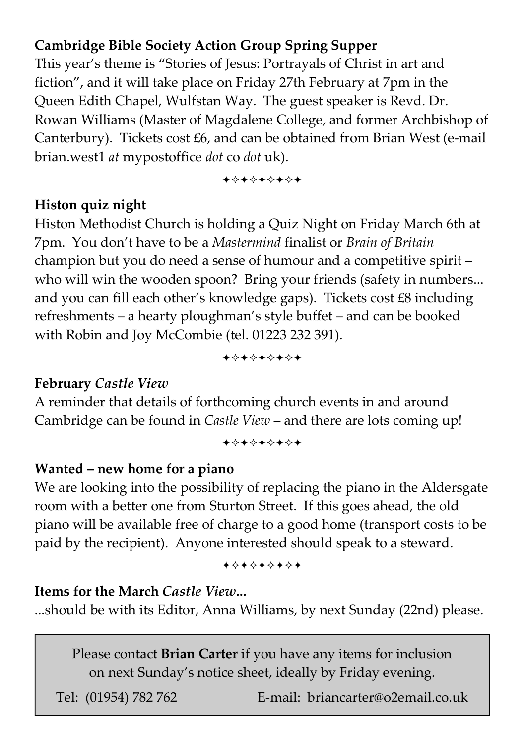**Cambridge Bible Society Action Group Spring Supper**

This year's theme is "Stories of Jesus: Portrayals of Christ in art and fiction", and it will take place on Friday 27th February at 7pm in the Queen Edith Chapel, Wulfstan Way. The guest speaker is Revd. Dr. Rowan Williams (Master of Magdalene College, and former Archbishop of Canterbury). Tickets cost £6, and can be obtained from Brian West (e-mail brian.west1 *at* mypostoffice *dot* co *dot* uk).

✦✧✦✧✦✧✦✧✦

**Histon quiz night**

Histon Methodist Church is holding a Quiz Night on Friday March 6th at 7pm. You don't have to be a *Mastermind* finalist or *Brain of Britain* champion but you do need a sense of humour and a competitive spirit – who will win the wooden spoon? Bring your friends (safety in numbers... and you can fill each other's knowledge gaps). Tickets cost £8 including refreshments – a hearty ploughman's style buffet – and can be booked with Robin and Joy McCombie (tel. 01223 232 391).

✦✧✦✧✦✧✦✧✦

**February *Castle View***

A reminder that details of forthcoming church events in and around Cambridge can be found in *Castle View* – and there are lots coming up!

✦✧✦✧✦✧✦✧✦

**Wanted – new home for a piano**

We are looking into the possibility of replacing the piano in the Aldersgate room with a better one from Sturton Street. If this goes ahead, the old piano will be available free of charge to a good home (transport costs to be paid by the recipient). Anyone interested should speak to a steward.

✦✧✦✧✦✧✦✧✦

**Items for the March *Castle View*...**

...should be with its Editor, Anna Williams, by next Sunday (22nd) please.

Please contact **Brian Carter** if you have any items for inclusion on next Sunday's notice sheet, ideally by Friday evening.

Tel: (01954) 782 762 E-mail: briancarter@o2email.co.uk